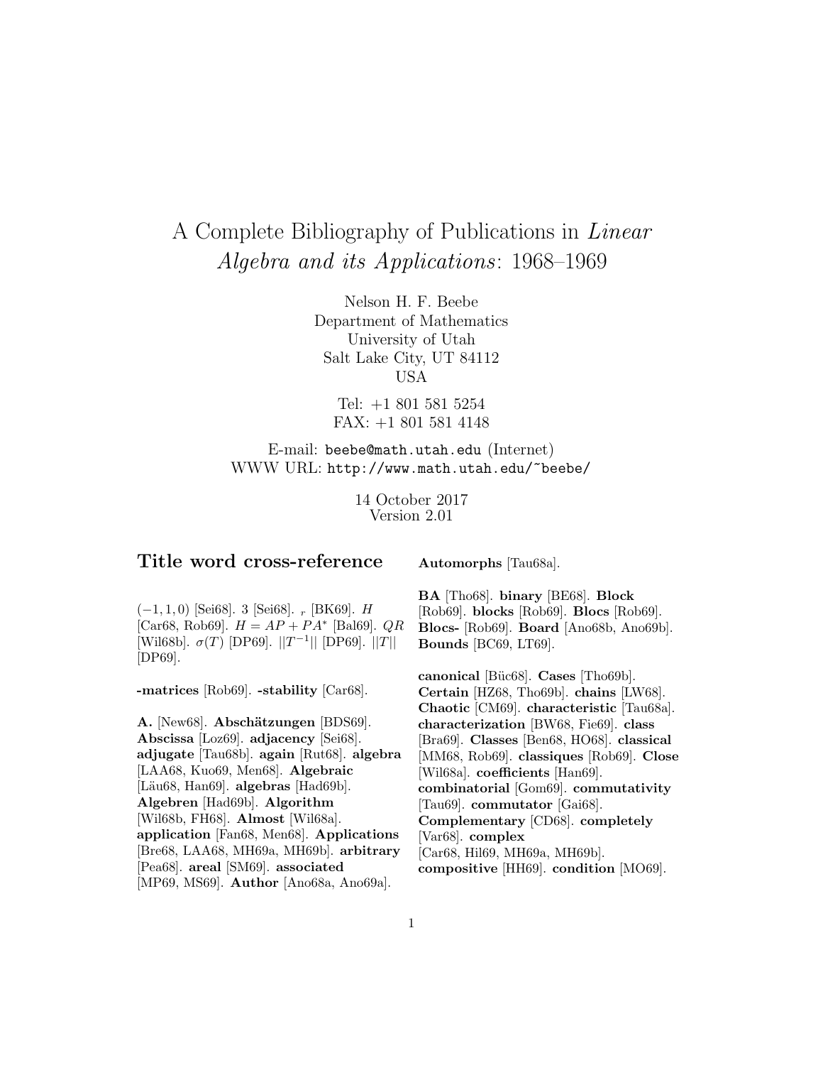# A Complete Bibliography of Publications in *Linear Algebra and its Applications*: 1968–1969

Nelson H. F. Beebe
Department of Mathematics
University of Utah
Salt Lake City, UT 84112
USA

Tel: +1 801 581 5254
FAX: +1 801 581 4148

E-mail: `beebe@math.utah.edu` (Internet)
WWW URL: `http://www.math.utah.edu/~beebe/`

14 October 2017
Version 2.01

## Title word cross-reference

$(-1, 1, 0)$ [Sei68]. 3 [Sei68]. $_r$ [BK69]. $H$ [Car68, Rob69]. $H = AP + PA^*$ [Bal69]. $QR$ [Wil68b]. $\sigma(T)$ [DP69]. $||T^{-1}||$ [DP69]. $||T||$ [DP69].

**-matrices** [Rob69]. **-stability** [Car68].

**A.** [New68]. **Abschätzungen** [BDS69]. **Abscissa** [Loz69]. **adjacency** [Sei68]. **adjugate** [Tau68b]. **again** [Rut68]. **algebra** [LAA68, Kuo69, Men68]. **Algebraic** [Läu68, Han69]. **algebras** [Had69b]. **Algebren** [Had69b]. **Algorithm** [Wil68b, FH68]. **Almost** [Wil68a]. **application** [Fan68, Men68]. **Applications** [Bre68, LAA68, MH69a, MH69b]. **arbitrary** [Pea68]. **areal** [SM69]. **associated** [MP69, MS69]. **Author** [Ano68a, Ano69a]. **Automorphs** [Tau68a].

**BA** [Tho68]. **binary** [BE68]. **Block** [Rob69]. **blocks** [Rob69]. **Blocs** [Rob69]. **Blocs-** [Rob69]. **Board** [Ano68b, Ano69b]. **Bounds** [BC69, LT69].

**canonical** [Büc68]. **Cases** [Tho69b]. **Certain** [HZ68, Tho69b]. **chains** [LW68]. **Chaotic** [CM69]. **characteristic** [Tau68a]. **characterization** [BW68, Fie69]. **class** [Bra69]. **Classes** [Ben68, HO68]. **classical** [MM68, Rob69]. **classiques** [Rob69]. **Close** [Wil68a]. **coefficients** [Han69]. **combinatorial** [Gom69]. **commutativity** [Tau69]. **commutator** [Gai68]. **Complementary** [Var68]. **completely** [Var68]. **complex** [Car68, Hil69, MH69a, MH69b]. **compositive** [HH69]. **condition** [MO69].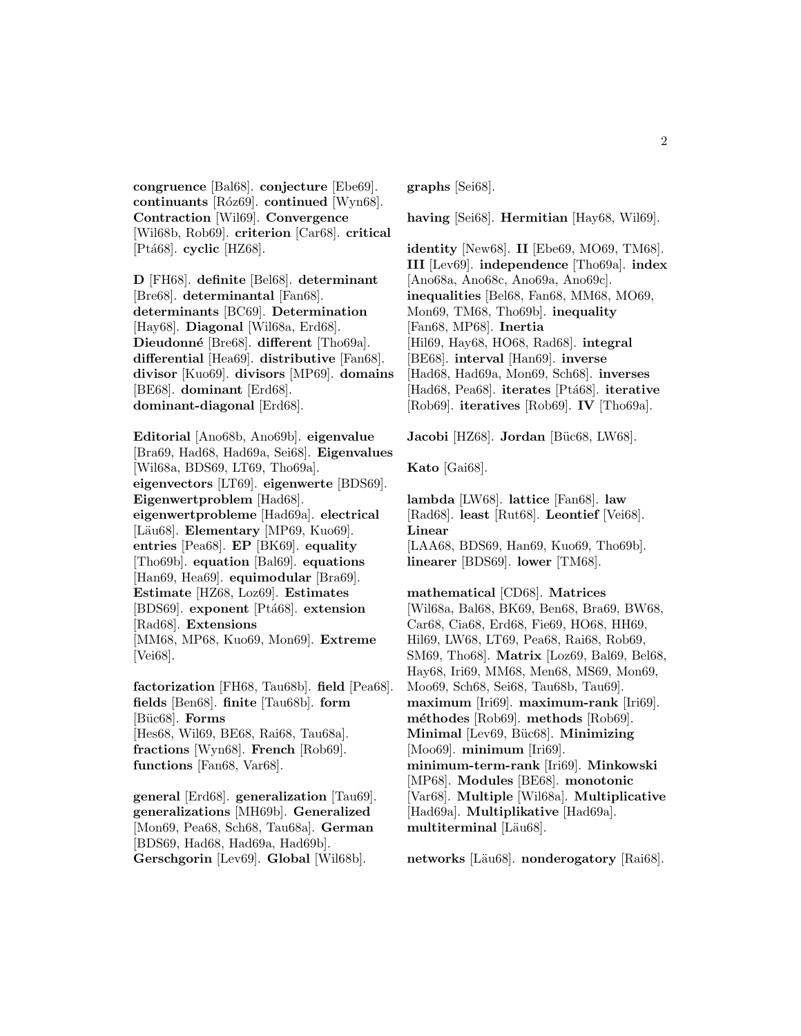**congruence** [Bal68]. **conjecture** [Ebe69]. **continuants** [Róz69]. **continued** [Wyn68]. **Contraction** [Wil69]. **Convergence** [Wil68b, Rob69]. **criterion** [Car68]. **critical** [Ptá68]. **cyclic** [HZ68].

**D** [FH68]. **definite** [Bel68]. **determinant** [Bre68]. **determinantal** [Fan68]. **determinants** [BC69]. **Determination** [Hay68]. **Diagonal** [Wil68a, Erd68]. **Dieudonné** [Bre68]. **different** [Tho69a]. **differential** [Hea69]. **distributive** [Fan68]. **divisor** [Kuo69]. **divisors** [MP69]. **domains** [BE68]. **dominant** [Erd68]. **dominant-diagonal** [Erd68].

**Editorial** [Ano68b, Ano69b]. **eigenvalue** [Bra69, Had68, Had69a, Sei68]. **Eigenvalues** [Wil68a, BDS69, LT69, Tho69a]. **eigenvectors** [LT69]. **eigenwerte** [BDS69]. **Eigenwertproblem** [Had68]. **eigenwertprobleme** [Had69a]. **electrical** [Läu68]. **Elementary** [MP69, Kuo69]. **entries** [Pea68]. **EP** [BK69]. **equality** [Tho69b]. **equation** [Bal69]. **equations** [Han69, Hea69]. **equimodular** [Bra69]. **Estimate** [HZ68, Loz69]. **Estimates** [BDS69]. **exponent** [Ptá68]. **extension** [Rad68]. **Extensions** [MM68, MP68, Kuo69, Mon69]. **Extreme** [Vei68].

**factorization** [FH68, Tau68b]. **field** [Pea68]. **fields** [Ben68]. **finite** [Tau68b]. **form** [Büc68]. **Forms** [Hes68, Wil69, BE68, Rai68, Tau68a]. **fractions** [Wyn68]. **French** [Rob69]. **functions** [Fan68, Var68].

**general** [Erd68]. **generalization** [Tau69]. **generalizations** [MH69b]. **Generalized** [Mon69, Pea68, Sch68, Tau68a]. **German** [BDS69, Had68, Had69a, Had69b]. **Gerschgorin** [Lev69]. **Global** [Wil68b]. **graphs** [Sei68].

**having** [Sei68]. **Hermitian** [Hay68, Wil69].

**identity** [New68]. **II** [Ebe69, MO69, TM68]. **III** [Lev69]. **independence** [Tho69a]. **index** [Ano68a, Ano68c, Ano69a, Ano69c]. **inequalities** [Bel68, Fan68, MM68, MO69, Mon69, TM68, Tho69b]. **inequality** [Fan68, MP68]. **Inertia** [Hil69, Hay68, HO68, Rad68]. **integral** [BE68]. **interval** [Han69]. **inverse** [Had68, Had69a, Mon69, Sch68]. **inverses** [Had68, Pea68]. **iterates** [Ptá68]. **iterative** [Rob69]. **iteratives** [Rob69]. **IV** [Tho69a].

**Jacobi** [HZ68]. **Jordan** [Büc68, LW68].

**Kato** [Gai68].

**lambda** [LW68]. **lattice** [Fan68]. **law** [Rad68]. **least** [Rut68]. **Leontief** [Vei68]. **Linear** [LAA68, BDS69, Han69, Kuo69, Tho69b]. **linearer** [BDS69]. **lower** [TM68].

**mathematical** [CD68]. **Matrices** [Wil68a, Bal68, BK69, Ben68, Bra69, BW68, Car68, Cia68, Erd68, Fie69, HO68, HH69, Hil69, LW68, LT69, Pea68, Rai68, Rob69, SM69, Tho68]. **Matrix** [Loz69, Bal69, Bel68, Hay68, Iri69, MM68, Men68, MS69, Mon69, Moo69, Sch68, Sei68, Tau68b, Tau69]. **maximum** [Iri69]. **maximum-rank** [Iri69]. **méthodes** [Rob69]. **methods** [Rob69]. **Minimal** [Lev69, Büc68]. **Minimizing** [Moo69]. **minimum** [Iri69]. **minimum-term-rank** [Iri69]. **Minkowski** [MP68]. **Modules** [BE68]. **monotonic** [Var68]. **Multiple** [Wil68a]. **Multiplicative** [Had69a]. **Multiplikative** [Had69a]. **multiterminal** [Läu68].

**networks** [Läu68]. **nonderogatory** [Rai68].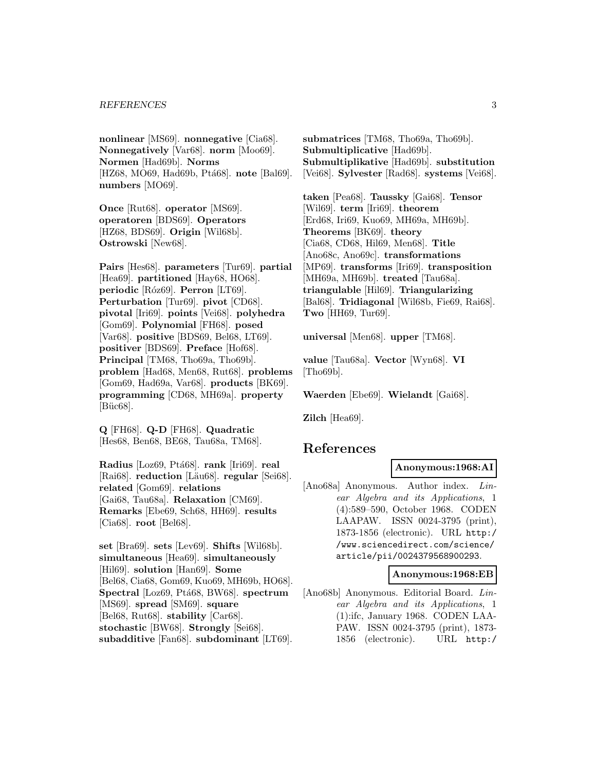**nonlinear** [MS69]. **nonnegative** [Cia68]. **Nonnegatively** [Var68]. **norm** [Moo69]. **Normen** [Had69b]. **Norms** [HZ68, MO69, Had69b, Ptá68]. **note** [Bal69]. **numbers** [MO69].

**Once** [Rut68]. **operator** [MS69]. **operatoren** [BDS69]. **Operators** [HZ68, BDS69]. **Origin** [Wil68b]. **Ostrowski** [New68].

**Pairs** [Hes68]. **parameters** [Tur69]. **partial** [Hea69]. **partitioned** [Hay68, HO68]. **periodic** [Róz69]. **Perron** [LT69]. **Perturbation** [Tur69]. **pivot** [CD68]. **pivotal** [Iri69]. **points** [Vei68]. **polyhedra** [Gom69]. **Polynomial** [FH68]. **posed** [Var68]. **positive** [BDS69, Bel68, LT69]. **positiver** [BDS69]. **Preface** [Hof68]. **Principal** [TM68, Tho69a, Tho69b]. **problem** [Had68, Men68, Rut68]. **problems** [Gom69, Had69a, Var68]. **products** [BK69]. **programming** [CD68, MH69a]. **property** [Büc68].

**Q** [FH68]. **Q-D** [FH68]. **Quadratic** [Hes68, Ben68, BE68, Tau68a, TM68].

**Radius** [Loz69, Ptá68]. **rank** [Iri69]. **real** [Rai68]. **reduction** [Läu68]. **regular** [Sei68]. **related** [Gom69]. **relations** [Gai68, Tau68a]. **Relaxation** [CM69]. **Remarks** [Ebe69, Sch68, HH69]. **results** [Cia68]. **root** [Bel68].

**set** [Bra69]. **sets** [Lev69]. **Shifts** [Wil68b]. **simultaneous** [Hea69]. **simultaneously** [Hil69]. **solution** [Han69]. **Some** [Bel68, Cia68, Gom69, Kuo69, MH69b, HO68]. **Spectral** [Loz69, Ptá68, BW68]. **spectrum** [MS69]. **spread** [SM69]. **square** [Bel68, Rut68]. **stability** [Car68]. **stochastic** [BW68]. **Strongly** [Sei68]. **subadditive** [Fan68]. **subdominant** [LT69]. **submatrices** [TM68, Tho69a, Tho69b]. **Submultiplicative** [Had69b]. **Submultiplikative** [Had69b]. **substitution** [Vei68]. **Sylvester** [Rad68]. **systems** [Vei68].

**taken** [Pea68]. **Taussky** [Gai68]. **Tensor** [Wil69]. **term** [Iri69]. **theorem** [Erd68, Iri69, Kuo69, MH69a, MH69b]. **Theorems** [BK69]. **theory** [Cia68, CD68, Hil69, Men68]. **Title** [Ano68c, Ano69c]. **transformations** [MP69]. **transforms** [Iri69]. **transposition** [MH69a, MH69b]. **treated** [Tau68a]. **triangulable** [Hil69]. **Triangularizing** [Bal68]. **Tridiagonal** [Wil68b, Fie69, Rai68]. **Two** [HH69, Tur69].

**universal** [Men68]. **upper** [TM68].

**value** [Tau68a]. **Vector** [Wyn68]. **VI** [Tho69b].

**Waerden** [Ebe69]. **Wielandt** [Gai68].

**Zilch** [Hea69].

# References

**Anonymous:1968:AI**

[Ano68a] Anonymous. Author index. *Linear Algebra and its Applications*, 1 (4):589–590, October 1968. CODEN LAAPAW. ISSN 0024-3795 (print), 1873-1856 (electronic). URL `http://www.sciencedirect.com/science/article/pii/0024379568900293`.

**Anonymous:1968:EB**

[Ano68b] Anonymous. Editorial Board. *Linear Algebra and its Applications*, 1 (1):ifc, January 1968. CODEN LAAPAW. ISSN 0024-3795 (print), 1873-1856 (electronic). URL `http:/`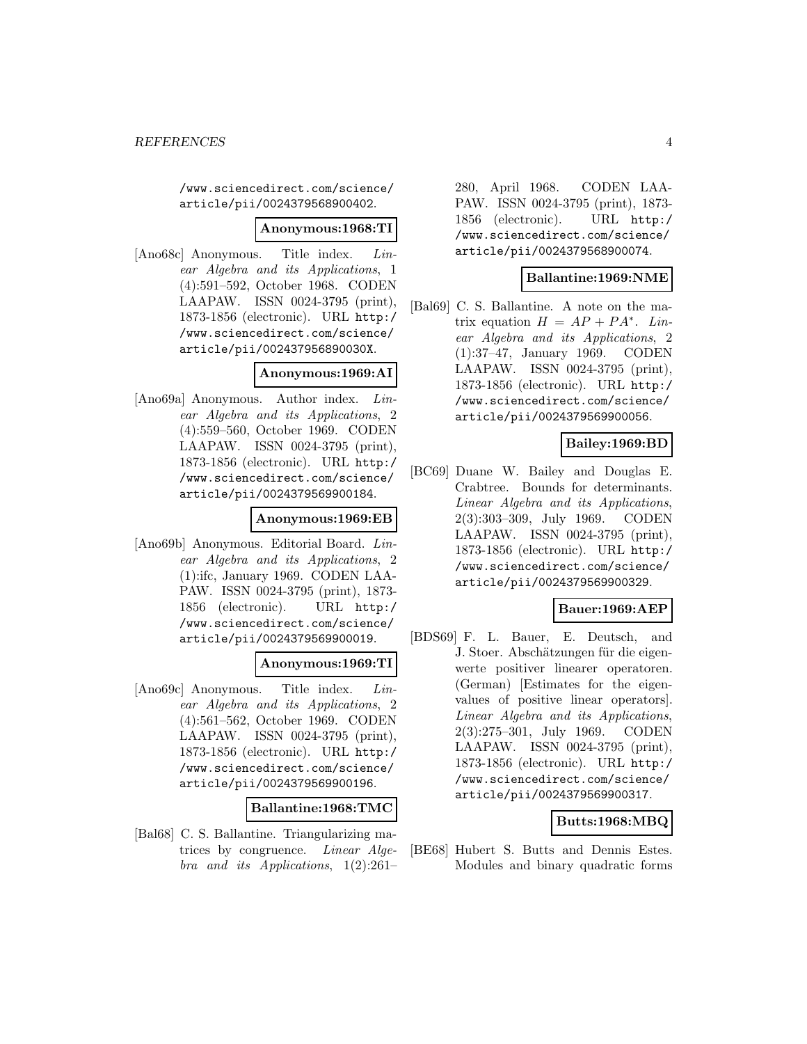/www.sciencedirect.com/science/article/pii/0024379568900402.

**Anonymous:1968:TI**

[Ano68c] Anonymous. Title index. *Linear Algebra and its Applications*, 1 (4):591–592, October 1968. CODEN LAAPAW. ISSN 0024-3795 (print), 1873-1856 (electronic). URL http://www.sciencedirect.com/science/article/pii/002437956890030X.

**Anonymous:1969:AI**

[Ano69a] Anonymous. Author index. *Linear Algebra and its Applications*, 2 (4):559–560, October 1969. CODEN LAAPAW. ISSN 0024-3795 (print), 1873-1856 (electronic). URL http://www.sciencedirect.com/science/article/pii/0024379569900184.

**Anonymous:1969:EB**

[Ano69b] Anonymous. Editorial Board. *Linear Algebra and its Applications*, 2 (1):ifc, January 1969. CODEN LAAPAW. ISSN 0024-3795 (print), 1873-1856 (electronic). URL http://www.sciencedirect.com/science/article/pii/0024379569900019.

**Anonymous:1969:TI**

[Ano69c] Anonymous. Title index. *Linear Algebra and its Applications*, 2 (4):561–562, October 1969. CODEN LAAPAW. ISSN 0024-3795 (print), 1873-1856 (electronic). URL http://www.sciencedirect.com/science/article/pii/0024379569900196.

**Ballantine:1968:TMC**

[Bal68] C. S. Ballantine. Triangularizing matrices by congruence. *Linear Algebra and its Applications*, 1(2):261–280, April 1968. CODEN LAAPAW. ISSN 0024-3795 (print), 1873-1856 (electronic). URL http://www.sciencedirect.com/science/article/pii/0024379568900074.

**Ballantine:1969:NME**

[Bal69] C. S. Ballantine. A note on the matrix equation $H = AP + PA^*$. *Linear Algebra and its Applications*, 2 (1):37–47, January 1969. CODEN LAAPAW. ISSN 0024-3795 (print), 1873-1856 (electronic). URL http://www.sciencedirect.com/science/article/pii/0024379569900056.

**Bailey:1969:BD**

[BC69] Duane W. Bailey and Douglas E. Crabtree. Bounds for determinants. *Linear Algebra and its Applications*, 2(3):303–309, July 1969. CODEN LAAPAW. ISSN 0024-3795 (print), 1873-1856 (electronic). URL http://www.sciencedirect.com/science/article/pii/0024379569900329.

**Bauer:1969:AEP**

[BDS69] F. L. Bauer, E. Deutsch, and J. Stoer. Abschätzungen für die eigenwerte positiver linearer operatoren. (German) [Estimates for the eigenvalues of positive linear operators]. *Linear Algebra and its Applications*, 2(3):275–301, July 1969. CODEN LAAPAW. ISSN 0024-3795 (print), 1873-1856 (electronic). URL http://www.sciencedirect.com/science/article/pii/0024379569900317.

**Butts:1968:MBQ**

[BE68] Hubert S. Butts and Dennis Estes. Modules and binary quadratic forms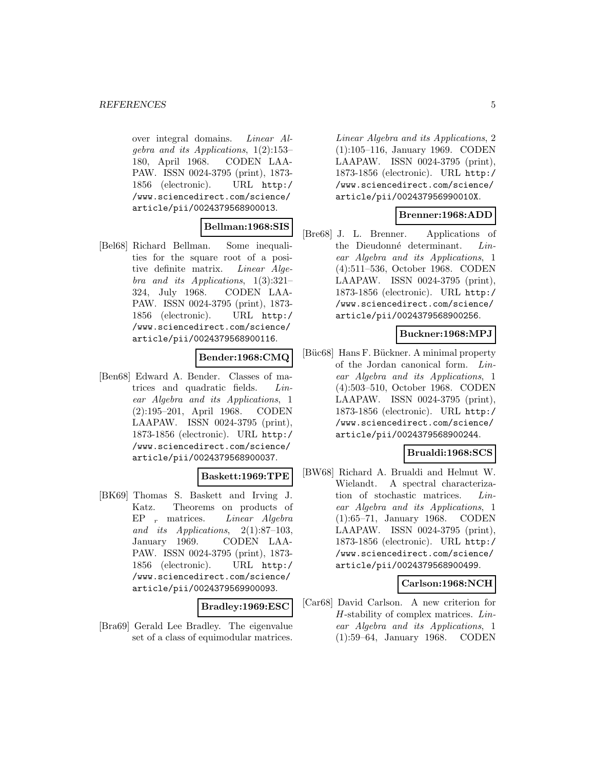over integral domains. *Linear Algebra and its Applications*, 1(2):153–180, April 1968. CODEN LAAPAW. ISSN 0024-3795 (print), 1873-1856 (electronic). URL http://www.sciencedirect.com/science/article/pii/0024379568900013.

**Bellman:1968:SIS**

[Bel68] Richard Bellman. Some inequalities for the square root of a positive definite matrix. *Linear Algebra and its Applications*, 1(3):321–324, July 1968. CODEN LAAPAW. ISSN 0024-3795 (print), 1873-1856 (electronic). URL http://www.sciencedirect.com/science/article/pii/0024379568900116.

**Bender:1968:CMQ**

[Ben68] Edward A. Bender. Classes of matrices and quadratic fields. *Linear Algebra and its Applications*, 1(2):195–201, April 1968. CODEN LAAPAW. ISSN 0024-3795 (print), 1873-1856 (electronic). URL http://www.sciencedirect.com/science/article/pii/0024379568900037.

**Baskett:1969:TPE**

[BK69] Thomas S. Baskett and Irving J. Katz. Theorems on products of EP $_r$ matrices. *Linear Algebra and its Applications*, 2(1):87–103, January 1969. CODEN LAAPAW. ISSN 0024-3795 (print), 1873-1856 (electronic). URL http://www.sciencedirect.com/science/article/pii/0024379569900093.

**Bradley:1969:ESC**

[Bra69] Gerald Lee Bradley. The eigenvalue set of a class of equimodular matrices. *Linear Algebra and its Applications*, 2(1):105–116, January 1969. CODEN LAAPAW. ISSN 0024-3795 (print), 1873-1856 (electronic). URL http://www.sciencedirect.com/science/article/pii/002437956990010X.

**Brenner:1968:ADD**

[Bre68] J. L. Brenner. Applications of the Dieudonné determinant. *Linear Algebra and its Applications*, 1(4):511–536, October 1968. CODEN LAAPAW. ISSN 0024-3795 (print), 1873-1856 (electronic). URL http://www.sciencedirect.com/science/article/pii/0024379568900256.

**Buckner:1968:MPJ**

[Büc68] Hans F. Bückner. A minimal property of the Jordan canonical form. *Linear Algebra and its Applications*, 1(4):503–510, October 1968. CODEN LAAPAW. ISSN 0024-3795 (print), 1873-1856 (electronic). URL http://www.sciencedirect.com/science/article/pii/0024379568900244.

**Brualdi:1968:SCS**

[BW68] Richard A. Brualdi and Helmut W. Wielandt. A spectral characterization of stochastic matrices. *Linear Algebra and its Applications*, 1(1):65–71, January 1968. CODEN LAAPAW. ISSN 0024-3795 (print), 1873-1856 (electronic). URL http://www.sciencedirect.com/science/article/pii/0024379568900499.

**Carlson:1968:NCH**

[Car68] David Carlson. A new criterion for $H$-stability of complex matrices. *Linear Algebra and its Applications*, 1(1):59–64, January 1968. CODEN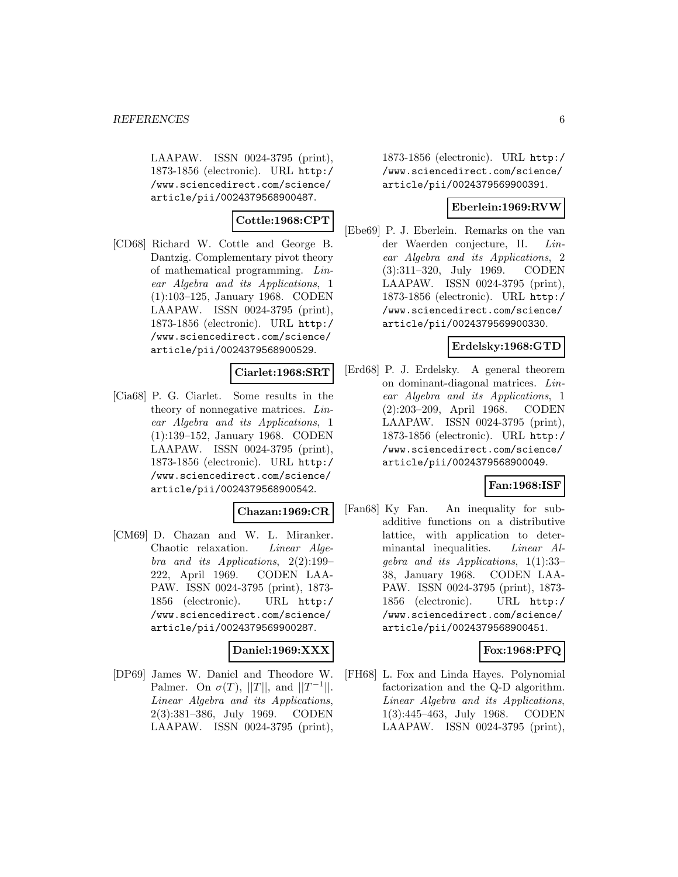LAAPAW. ISSN 0024-3795 (print), 1873-1856 (electronic). URL http://www.sciencedirect.com/science/article/pii/0024379568900487.

**Cottle:1968:CPT**

[CD68] Richard W. Cottle and George B. Dantzig. Complementary pivot theory of mathematical programming. *Linear Algebra and its Applications*, 1 (1):103–125, January 1968. CODEN LAAPAW. ISSN 0024-3795 (print), 1873-1856 (electronic). URL http://www.sciencedirect.com/science/article/pii/0024379568900529.

**Ciarlet:1968:SRT**

[Cia68] P. G. Ciarlet. Some results in the theory of nonnegative matrices. *Linear Algebra and its Applications*, 1 (1):139–152, January 1968. CODEN LAAPAW. ISSN 0024-3795 (print), 1873-1856 (electronic). URL http://www.sciencedirect.com/science/article/pii/0024379568900542.

**Chazan:1969:CR**

[CM69] D. Chazan and W. L. Miranker. Chaotic relaxation. *Linear Algebra and its Applications*, 2(2):199–222, April 1969. CODEN LAAPAW. ISSN 0024-3795 (print), 1873-1856 (electronic). URL http://www.sciencedirect.com/science/article/pii/0024379569900287.

**Daniel:1969:XXX**

[DP69] James W. Daniel and Theodore W. Palmer. On $\sigma(T)$, $||T||$, and $||T^{-1}||$. *Linear Algebra and its Applications*, 2(3):381–386, July 1969. CODEN LAAPAW. ISSN 0024-3795 (print), 1873-1856 (electronic). URL http://www.sciencedirect.com/science/article/pii/0024379569900391.

**Eberlein:1969:RVW**

[Ebe69] P. J. Eberlein. Remarks on the van der Waerden conjecture, II. *Linear Algebra and its Applications*, 2 (3):311–320, July 1969. CODEN LAAPAW. ISSN 0024-3795 (print), 1873-1856 (electronic). URL http://www.sciencedirect.com/science/article/pii/0024379569900330.

**Erdelsky:1968:GTD**

[Erd68] P. J. Erdelsky. A general theorem on dominant-diagonal matrices. *Linear Algebra and its Applications*, 1 (2):203–209, April 1968. CODEN LAAPAW. ISSN 0024-3795 (print), 1873-1856 (electronic). URL http://www.sciencedirect.com/science/article/pii/0024379568900049.

**Fan:1968:ISF**

[Fan68] Ky Fan. An inequality for subadditive functions on a distributive lattice, with application to determinantal inequalities. *Linear Algebra and its Applications*, 1(1):33–38, January 1968. CODEN LAAPAW. ISSN 0024-3795 (print), 1873-1856 (electronic). URL http://www.sciencedirect.com/science/article/pii/0024379568900451.

**Fox:1968:PFQ**

[FH68] L. Fox and Linda Hayes. Polynomial factorization and the Q-D algorithm. *Linear Algebra and its Applications*, 1(3):445–463, July 1968. CODEN LAAPAW. ISSN 0024-3795 (print),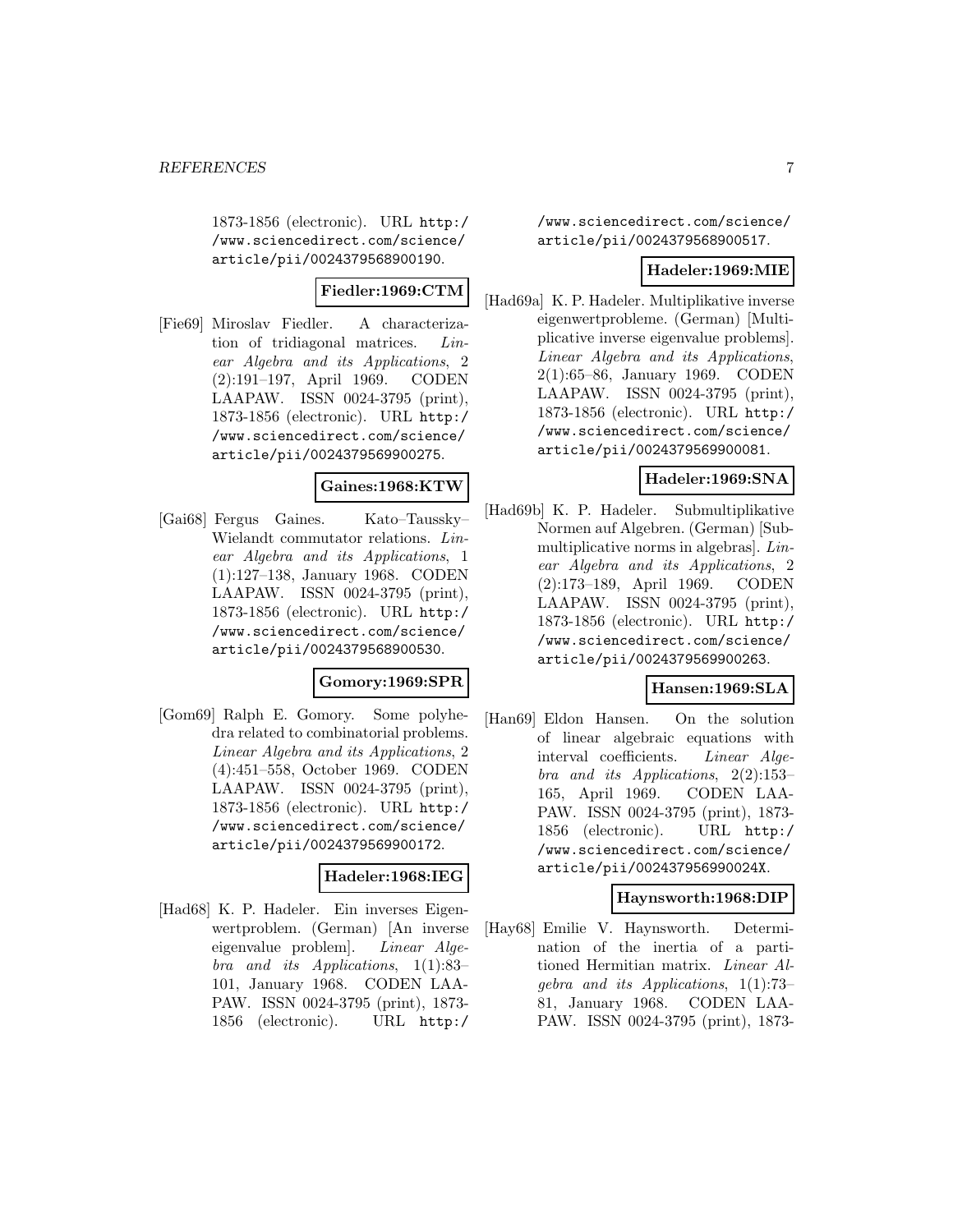1873-1856 (electronic). URL http://www.sciencedirect.com/science/article/pii/0024379568900190.

**Fiedler:1969:CTM**

[Fie69] Miroslav Fiedler. A characterization of tridiagonal matrices. *Linear Algebra and its Applications*, 2 (2):191–197, April 1969. CODEN LAAPAW. ISSN 0024-3795 (print), 1873-1856 (electronic). URL http://www.sciencedirect.com/science/article/pii/0024379569900275.

**Gaines:1968:KTW**

[Gai68] Fergus Gaines. Kato–Taussky–Wielandt commutator relations. *Linear Algebra and its Applications*, 1 (1):127–138, January 1968. CODEN LAAPAW. ISSN 0024-3795 (print), 1873-1856 (electronic). URL http://www.sciencedirect.com/science/article/pii/0024379568900530.

**Gomory:1969:SPR**

[Gom69] Ralph E. Gomory. Some polyhedra related to combinatorial problems. *Linear Algebra and its Applications*, 2 (4):451–558, October 1969. CODEN LAAPAW. ISSN 0024-3795 (print), 1873-1856 (electronic). URL http://www.sciencedirect.com/science/article/pii/0024379569900172.

**Hadeler:1968:IEG**

[Had68] K. P. Hadeler. Ein inverses Eigenwertproblem. (German) [An inverse eigenvalue problem]. *Linear Algebra and its Applications*, 1(1):83–101, January 1968. CODEN LAAPAW. ISSN 0024-3795 (print), 1873-1856 (electronic). URL http://www.sciencedirect.com/science/article/pii/0024379568900517.

**Hadeler:1969:MIE**

[Had69a] K. P. Hadeler. Multiplikative inverse eigenwertprobleme. (German) [Multiplicative inverse eigenvalue problems]. *Linear Algebra and its Applications*, 2(1):65–86, January 1969. CODEN LAAPAW. ISSN 0024-3795 (print), 1873-1856 (electronic). URL http://www.sciencedirect.com/science/article/pii/0024379569900081.

**Hadeler:1969:SNA**

[Had69b] K. P. Hadeler. Submultiplikative Normen auf Algebren. (German) [Submultiplicative norms in algebras]. *Linear Algebra and its Applications*, 2 (2):173–189, April 1969. CODEN LAAPAW. ISSN 0024-3795 (print), 1873-1856 (electronic). URL http://www.sciencedirect.com/science/article/pii/0024379569900263.

**Hansen:1969:SLA**

[Han69] Eldon Hansen. On the solution of linear algebraic equations with interval coefficients. *Linear Algebra and its Applications*, 2(2):153–165, April 1969. CODEN LAAPAW. ISSN 0024-3795 (print), 1873-1856 (electronic). URL http://www.sciencedirect.com/science/article/pii/002437956990024X.

**Haynsworth:1968:DIP**

[Hay68] Emilie V. Haynsworth. Determination of the inertia of a partitioned Hermitian matrix. *Linear Algebra and its Applications*, 1(1):73–81, January 1968. CODEN LAAPAW. ISSN 0024-3795 (print), 1873-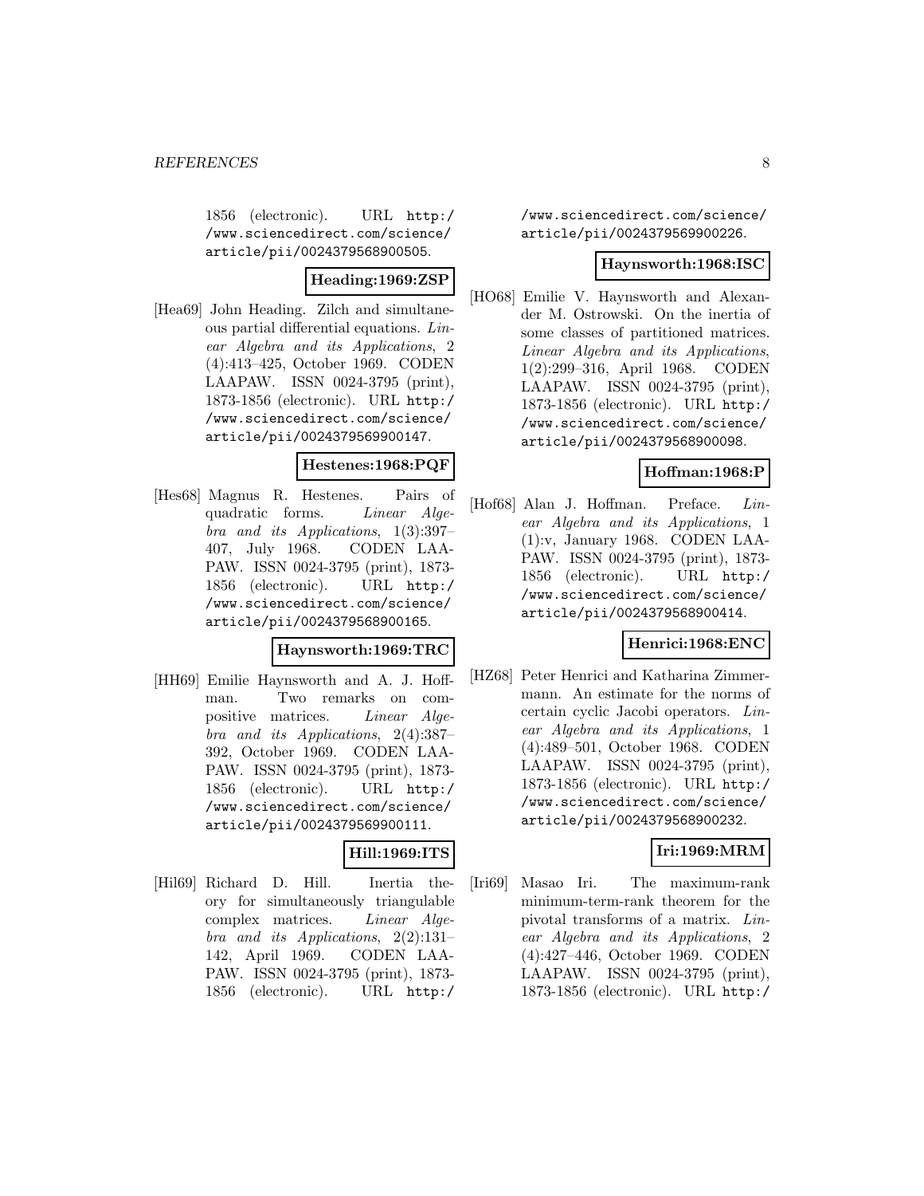1856 (electronic). URL http://www.sciencedirect.com/science/article/pii/0024379568900505.

**Heading:1969:ZSP**

[Hea69] John Heading. Zilch and simultaneous partial differential equations. *Linear Algebra and its Applications*, 2 (4):413–425, October 1969. CODEN LAAPAW. ISSN 0024-3795 (print), 1873-1856 (electronic). URL http://www.sciencedirect.com/science/article/pii/0024379569900147.

**Hestenes:1968:PQF**

[Hes68] Magnus R. Hestenes. Pairs of quadratic forms. *Linear Algebra and its Applications*, 1(3):397–407, July 1968. CODEN LAAPAW. ISSN 0024-3795 (print), 1873-1856 (electronic). URL http://www.sciencedirect.com/science/article/pii/0024379568900165.

**Haynsworth:1969:TRC**

[HH69] Emilie Haynsworth and A. J. Hoffman. Two remarks on copositive matrices. *Linear Algebra and its Applications*, 2(4):387–392, October 1969. CODEN LAAPAW. ISSN 0024-3795 (print), 1873-1856 (electronic). URL http://www.sciencedirect.com/science/article/pii/0024379569900111.

**Hill:1969:ITS**

[Hil69] Richard D. Hill. Inertia theory for simultaneously triangulable complex matrices. *Linear Algebra and its Applications*, 2(2):131–142, April 1969. CODEN LAAPAW. ISSN 0024-3795 (print), 1873-1856 (electronic). URL http://www.sciencedirect.com/science/article/pii/0024379569900226.

**Haynsworth:1968:ISC**

[HO68] Emilie V. Haynsworth and Alexander M. Ostrowski. On the inertia of some classes of partitioned matrices. *Linear Algebra and its Applications*, 1(2):299–316, April 1968. CODEN LAAPAW. ISSN 0024-3795 (print), 1873-1856 (electronic). URL http://www.sciencedirect.com/science/article/pii/0024379568900098.

**Hoffman:1968:P**

[Hof68] Alan J. Hoffman. Preface. *Linear Algebra and its Applications*, 1 (1):v, January 1968. CODEN LAAPAW. ISSN 0024-3795 (print), 1873-1856 (electronic). URL http://www.sciencedirect.com/science/article/pii/0024379568900414.

**Henrici:1968:ENC**

[HZ68] Peter Henrici and Katharina Zimmermann. An estimate for the norms of certain cyclic Jacobi operators. *Linear Algebra and its Applications*, 1 (4):489–501, October 1968. CODEN LAAPAW. ISSN 0024-3795 (print), 1873-1856 (electronic). URL http://www.sciencedirect.com/science/article/pii/0024379568900232.

**Iri:1969:MRM**

[Iri69] Masao Iri. The maximum-rank minimum-term-rank theorem for the pivotal transforms of a matrix. *Linear Algebra and its Applications*, 2 (4):427–446, October 1969. CODEN LAAPAW. ISSN 0024-3795 (print), 1873-1856 (electronic). URL http:/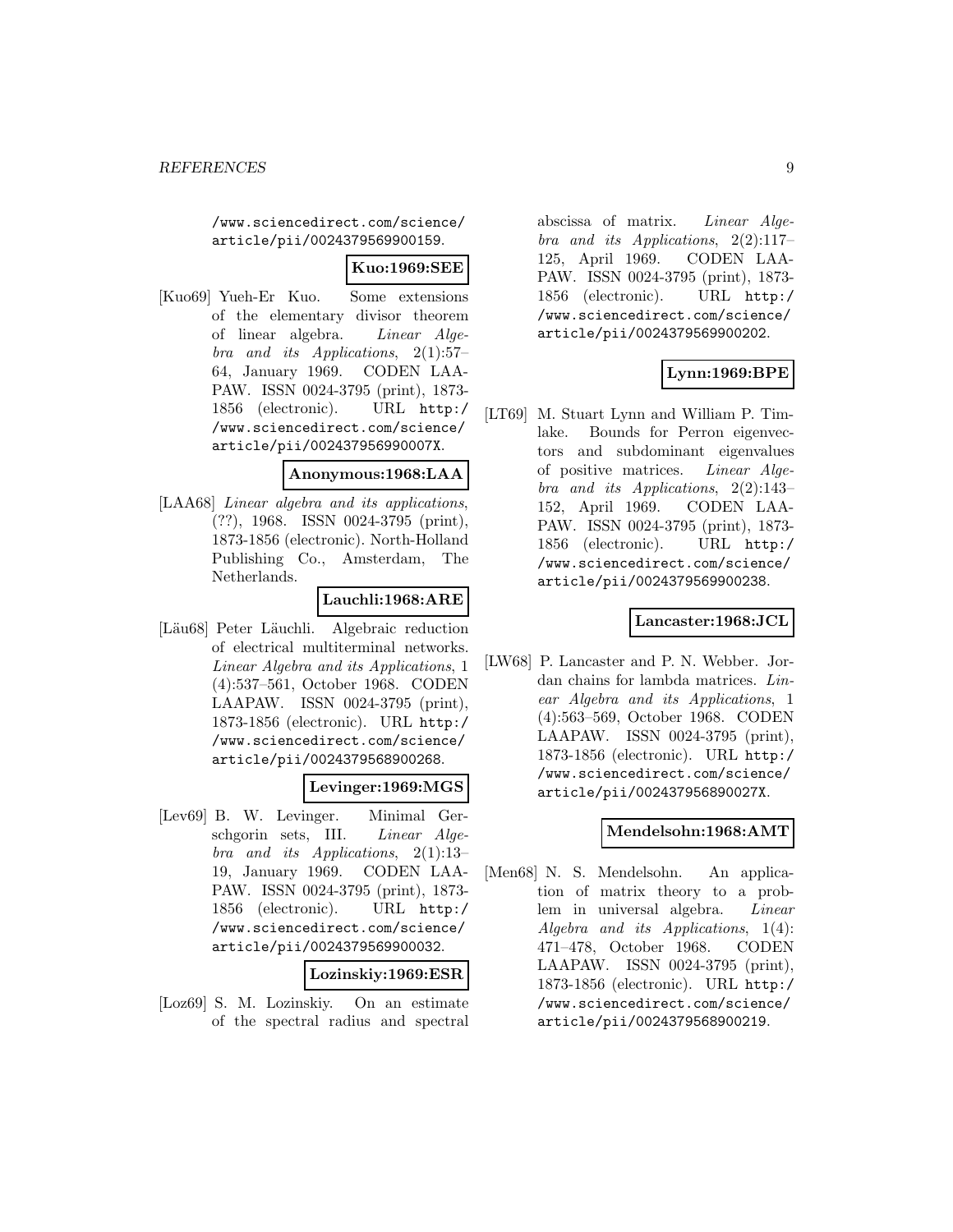/www.sciencedirect.com/science/article/pii/0024379569900159.

**Kuo:1969:SEE**

[Kuo69] Yueh-Er Kuo. Some extensions of the elementary divisor theorem of linear algebra. *Linear Algebra and its Applications*, 2(1):57–64, January 1969. CODEN LAAPAW. ISSN 0024-3795 (print), 1873-1856 (electronic). URL http://www.sciencedirect.com/science/article/pii/002437956990007X.

**Anonymous:1968:LAA**

[LAA68] *Linear algebra and its applications*, (??), 1968. ISSN 0024-3795 (print), 1873-1856 (electronic). North-Holland Publishing Co., Amsterdam, The Netherlands.

**Lauchli:1968:ARE**

[Läu68] Peter Läuchli. Algebraic reduction of electrical multiterminal networks. *Linear Algebra and its Applications*, 1 (4):537–561, October 1968. CODEN LAAPAW. ISSN 0024-3795 (print), 1873-1856 (electronic). URL http://www.sciencedirect.com/science/article/pii/0024379568900268.

**Levinger:1969:MGS**

[Lev69] B. W. Levinger. Minimal Gerschgorin sets, III. *Linear Algebra and its Applications*, 2(1):13–19, January 1969. CODEN LAAPAW. ISSN 0024-3795 (print), 1873-1856 (electronic). URL http://www.sciencedirect.com/science/article/pii/0024379569900032.

**Lozinskiy:1969:ESR**

[Loz69] S. M. Lozinskiy. On an estimate of the spectral radius and spectral abscissa of matrix. *Linear Algebra and its Applications*, 2(2):117–125, April 1969. CODEN LAAPAW. ISSN 0024-3795 (print), 1873-1856 (electronic). URL http://www.sciencedirect.com/science/article/pii/0024379569900202.

**Lynn:1969:BPE**

[LT69] M. Stuart Lynn and William P. Timlake. Bounds for Perron eigenvectors and subdominant eigenvalues of positive matrices. *Linear Algebra and its Applications*, 2(2):143–152, April 1969. CODEN LAAPAW. ISSN 0024-3795 (print), 1873-1856 (electronic). URL http://www.sciencedirect.com/science/article/pii/0024379569900238.

**Lancaster:1968:JCL**

[LW68] P. Lancaster and P. N. Webber. Jordan chains for lambda matrices. *Linear Algebra and its Applications*, 1 (4):563–569, October 1968. CODEN LAAPAW. ISSN 0024-3795 (print), 1873-1856 (electronic). URL http://www.sciencedirect.com/science/article/pii/002437956890027X.

**Mendelsohn:1968:AMT**

[Men68] N. S. Mendelsohn. An application of matrix theory to a problem in universal algebra. *Linear Algebra and its Applications*, 1(4): 471–478, October 1968. CODEN LAAPAW. ISSN 0024-3795 (print), 1873-1856 (electronic). URL http://www.sciencedirect.com/science/article/pii/0024379568900219.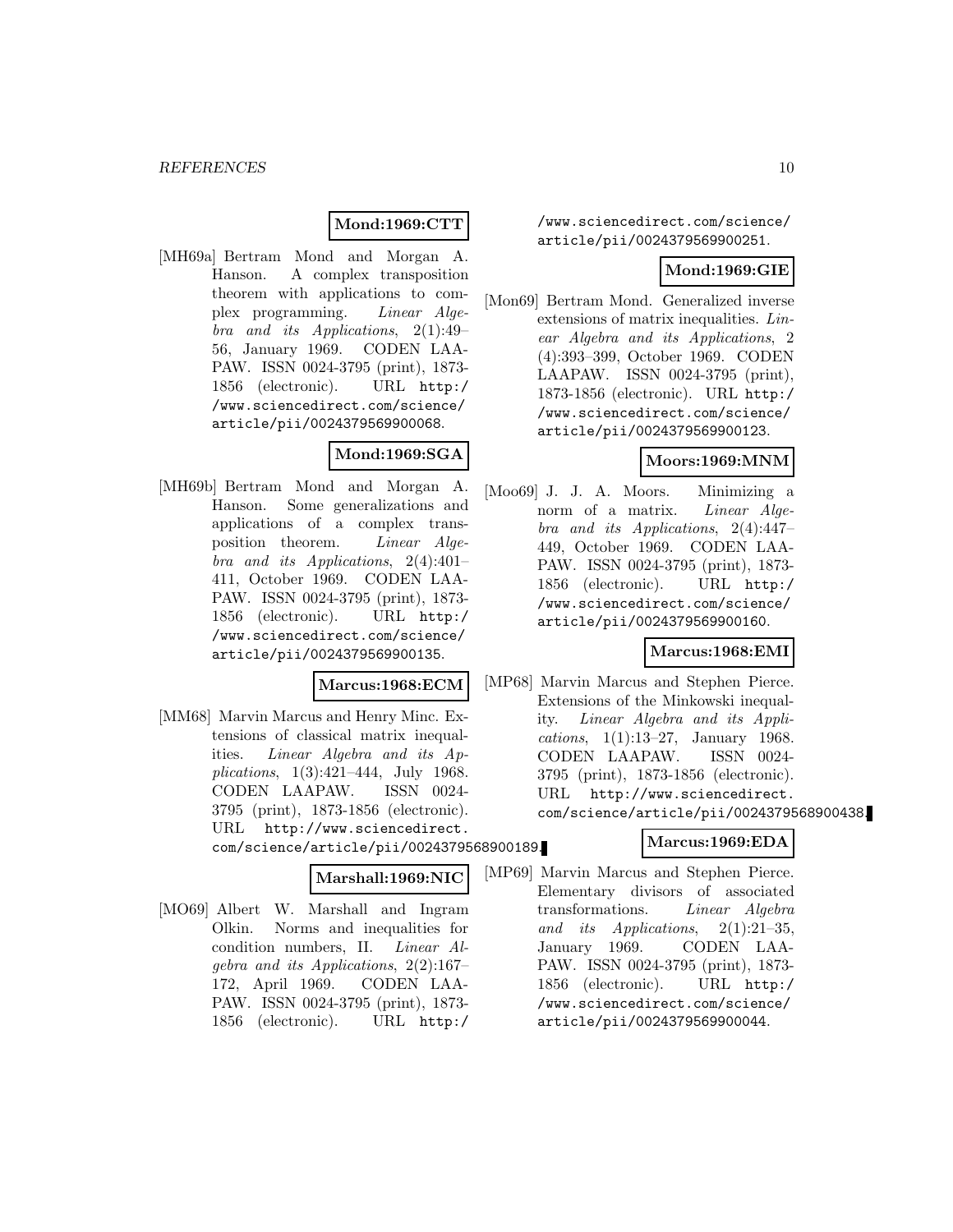**Mond:1969:CTT**

[MH69a] Bertram Mond and Morgan A. Hanson. A complex transposition theorem with applications to complex programming. *Linear Algebra and its Applications*, 2(1):49–56, January 1969. CODEN LAAPAW. ISSN 0024-3795 (print), 1873-1856 (electronic). URL http://www.sciencedirect.com/science/article/pii/0024379569900068.

**Mond:1969:SGA**

[MH69b] Bertram Mond and Morgan A. Hanson. Some generalizations and applications of a complex transposition theorem. *Linear Algebra and its Applications*, 2(4):401–411, October 1969. CODEN LAAPAW. ISSN 0024-3795 (print), 1873-1856 (electronic). URL http://www.sciencedirect.com/science/article/pii/0024379569900135.

**Marcus:1968:ECM**

[MM68] Marvin Marcus and Henry Minc. Extensions of classical matrix inequalities. *Linear Algebra and its Applications*, 1(3):421–444, July 1968. CODEN LAAPAW. ISSN 0024-3795 (print), 1873-1856 (electronic). URL http://www.sciencedirect.com/science/article/pii/0024379568900189.

**Marshall:1969:NIC**

[MO69] Albert W. Marshall and Ingram Olkin. Norms and inequalities for condition numbers, II. *Linear Algebra and its Applications*, 2(2):167–172, April 1969. CODEN LAAPAW. ISSN 0024-3795 (print), 1873-1856 (electronic). URL http://www.sciencedirect.com/science/article/pii/0024379569900251.

**Mond:1969:GIE**

[Mon69] Bertram Mond. Generalized inverse extensions of matrix inequalities. *Linear Algebra and its Applications*, 2 (4):393–399, October 1969. CODEN LAAPAW. ISSN 0024-3795 (print), 1873-1856 (electronic). URL http://www.sciencedirect.com/science/article/pii/0024379569900123.

**Moors:1969:MNM**

[Moo69] J. J. A. Moors. Minimizing a norm of a matrix. *Linear Algebra and its Applications*, 2(4):447–449, October 1969. CODEN LAAPAW. ISSN 0024-3795 (print), 1873-1856 (electronic). URL http://www.sciencedirect.com/science/article/pii/0024379569900160.

**Marcus:1968:EMI**

[MP68] Marvin Marcus and Stephen Pierce. Extensions of the Minkowski inequality. *Linear Algebra and its Applications*, 1(1):13–27, January 1968. CODEN LAAPAW. ISSN 0024-3795 (print), 1873-1856 (electronic). URL http://www.sciencedirect.com/science/article/pii/0024379568900438.

**Marcus:1969:EDA**

[MP69] Marvin Marcus and Stephen Pierce. Elementary divisors of associated transformations. *Linear Algebra and its Applications*, 2(1):21–35, January 1969. CODEN LAAPAW. ISSN 0024-3795 (print), 1873-1856 (electronic). URL http://www.sciencedirect.com/science/article/pii/0024379569900044.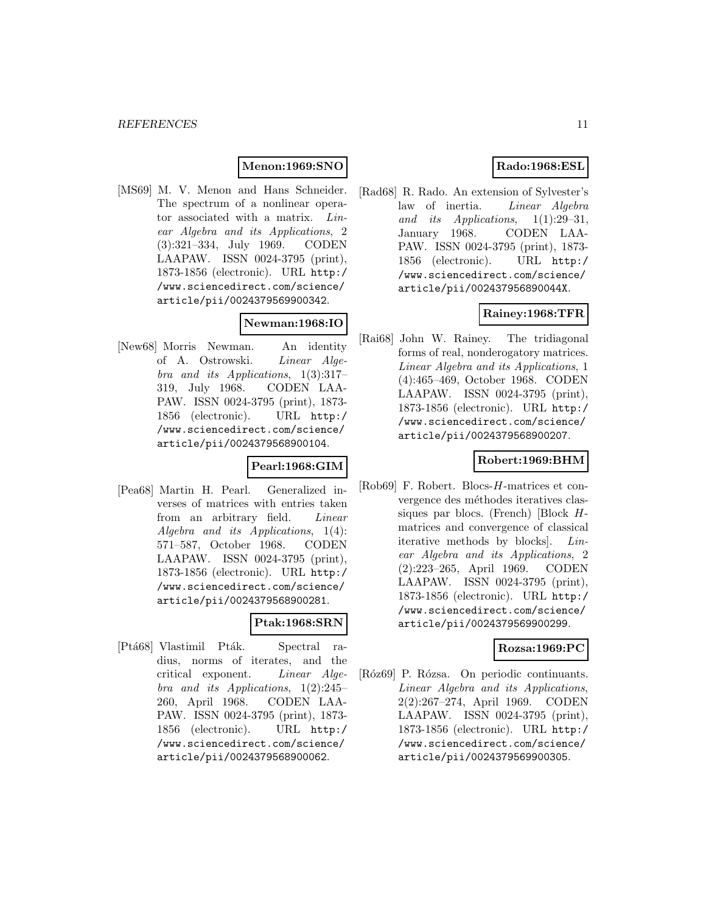**Menon:1969:SNO**

[MS69] M. V. Menon and Hans Schneider. The spectrum of a nonlinear operator associated with a matrix. *Linear Algebra and its Applications*, 2 (3):321–334, July 1969. CODEN LAAPAW. ISSN 0024-3795 (print), 1873-1856 (electronic). URL http://www.sciencedirect.com/science/article/pii/0024379569900342.

**Newman:1968:IO**

[New68] Morris Newman. An identity of A. Ostrowski. *Linear Algebra and its Applications*, 1(3):317–319, July 1968. CODEN LAAPAW. ISSN 0024-3795 (print), 1873-1856 (electronic). URL http://www.sciencedirect.com/science/article/pii/0024379568900104.

**Pearl:1968:GIM**

[Pea68] Martin H. Pearl. Generalized inverses of matrices with entries taken from an arbitrary field. *Linear Algebra and its Applications*, 1(4): 571–587, October 1968. CODEN LAAPAW. ISSN 0024-3795 (print), 1873-1856 (electronic). URL http://www.sciencedirect.com/science/article/pii/0024379568900281.

**Ptak:1968:SRN**

[Ptá68] Vlastimil Pták. Spectral radius, norms of iterates, and the critical exponent. *Linear Algebra and its Applications*, 1(2):245–260, April 1968. CODEN LAAPAW. ISSN 0024-3795 (print), 1873-1856 (electronic). URL http://www.sciencedirect.com/science/article/pii/0024379568900062.

**Rado:1968:ESL**

[Rad68] R. Rado. An extension of Sylvester's law of inertia. *Linear Algebra and its Applications*, 1(1):29–31, January 1968. CODEN LAAPAW. ISSN 0024-3795 (print), 1873-1856 (electronic). URL http://www.sciencedirect.com/science/article/pii/002437956890044X.

**Rainey:1968:TFR**

[Rai68] John W. Rainey. The tridiagonal forms of real, nonderogatory matrices. *Linear Algebra and its Applications*, 1 (4):465–469, October 1968. CODEN LAAPAW. ISSN 0024-3795 (print), 1873-1856 (electronic). URL http://www.sciencedirect.com/science/article/pii/0024379568900207.

**Robert:1969:BHM**

[Rob69] F. Robert. Blocs-$H$-matrices et convergence des méthodes iteratives classiques par blocs. (French) [Block $H$-matrices and convergence of classical iterative methods by blocks]. *Linear Algebra and its Applications*, 2 (2):223–265, April 1969. CODEN LAAPAW. ISSN 0024-3795 (print), 1873-1856 (electronic). URL http://www.sciencedirect.com/science/article/pii/0024379569900299.

**Rozsa:1969:PC**

[Róz69] P. Rózsa. On periodic continuants. *Linear Algebra and its Applications*, 2(2):267–274, April 1969. CODEN LAAPAW. ISSN 0024-3795 (print), 1873-1856 (electronic). URL http://www.sciencedirect.com/science/article/pii/0024379569900305.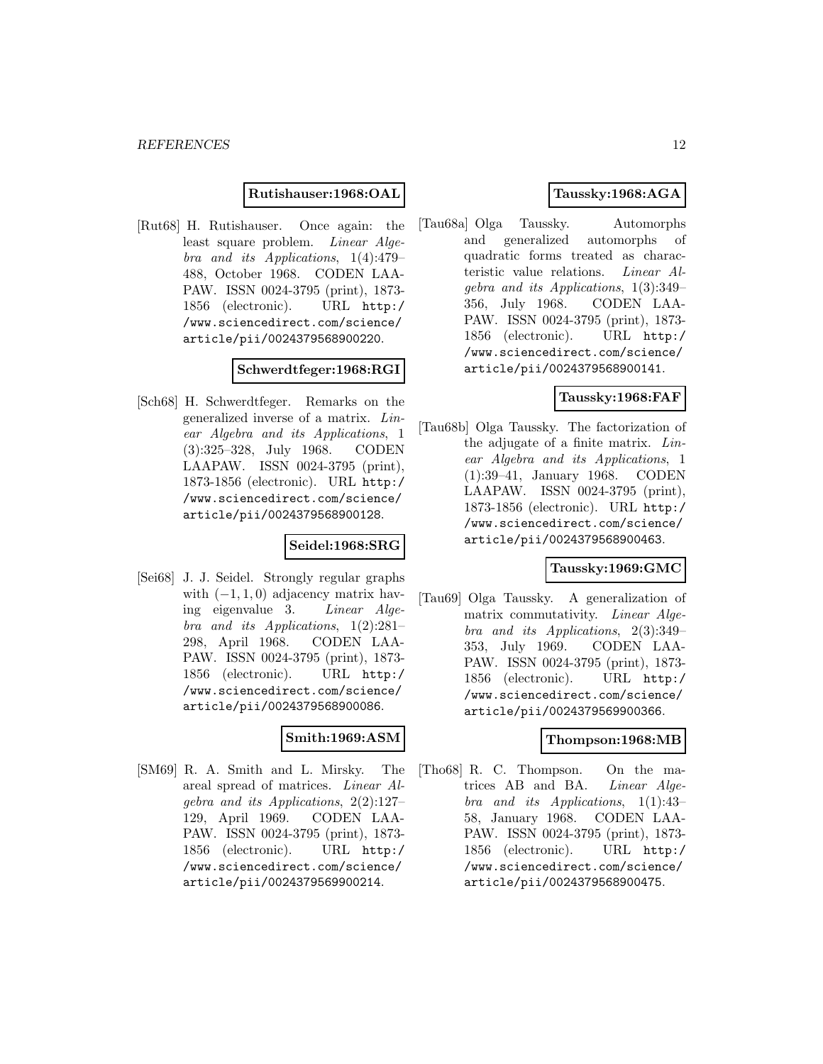**Rutishauser:1968:OAL**

[Rut68] H. Rutishauser. Once again: the least square problem. *Linear Algebra and its Applications*, 1(4):479–488, October 1968. CODEN LAAPAW. ISSN 0024-3795 (print), 1873-1856 (electronic). URL http://www.sciencedirect.com/science/article/pii/0024379568900220.

**Schwerdtfeger:1968:RGI**

[Sch68] H. Schwerdtfeger. Remarks on the generalized inverse of a matrix. *Linear Algebra and its Applications*, 1 (3):325–328, July 1968. CODEN LAAPAW. ISSN 0024-3795 (print), 1873-1856 (electronic). URL http://www.sciencedirect.com/science/article/pii/0024379568900128.

**Seidel:1968:SRG**

[Sei68] J. J. Seidel. Strongly regular graphs with $(-1, 1, 0)$ adjacency matrix having eigenvalue 3. *Linear Algebra and its Applications*, 1(2):281–298, April 1968. CODEN LAAPAW. ISSN 0024-3795 (print), 1873-1856 (electronic). URL http://www.sciencedirect.com/science/article/pii/0024379568900086.

**Smith:1969:ASM**

[SM69] R. A. Smith and L. Mirsky. The areal spread of matrices. *Linear Algebra and its Applications*, 2(2):127–129, April 1969. CODEN LAAPAW. ISSN 0024-3795 (print), 1873-1856 (electronic). URL http://www.sciencedirect.com/science/article/pii/0024379569900214.

**Taussky:1968:AGA**

[Tau68a] Olga Taussky. Automorphs and generalized automorphs of quadratic forms treated as characteristic value relations. *Linear Algebra and its Applications*, 1(3):349–356, July 1968. CODEN LAAPAW. ISSN 0024-3795 (print), 1873-1856 (electronic). URL http://www.sciencedirect.com/science/article/pii/0024379568900141.

**Taussky:1968:FAF**

[Tau68b] Olga Taussky. The factorization of the adjugate of a finite matrix. *Linear Algebra and its Applications*, 1 (1):39–41, January 1968. CODEN LAAPAW. ISSN 0024-3795 (print), 1873-1856 (electronic). URL http://www.sciencedirect.com/science/article/pii/0024379568900463.

**Taussky:1969:GMC**

[Tau69] Olga Taussky. A generalization of matrix commutativity. *Linear Algebra and its Applications*, 2(3):349–353, July 1969. CODEN LAAPAW. ISSN 0024-3795 (print), 1873-1856 (electronic). URL http://www.sciencedirect.com/science/article/pii/0024379569900366.

**Thompson:1968:MB**

[Tho68] R. C. Thompson. On the matrices AB and BA. *Linear Algebra and its Applications*, 1(1):43–58, January 1968. CODEN LAAPAW. ISSN 0024-3795 (print), 1873-1856 (electronic). URL http://www.sciencedirect.com/science/article/pii/0024379568900475.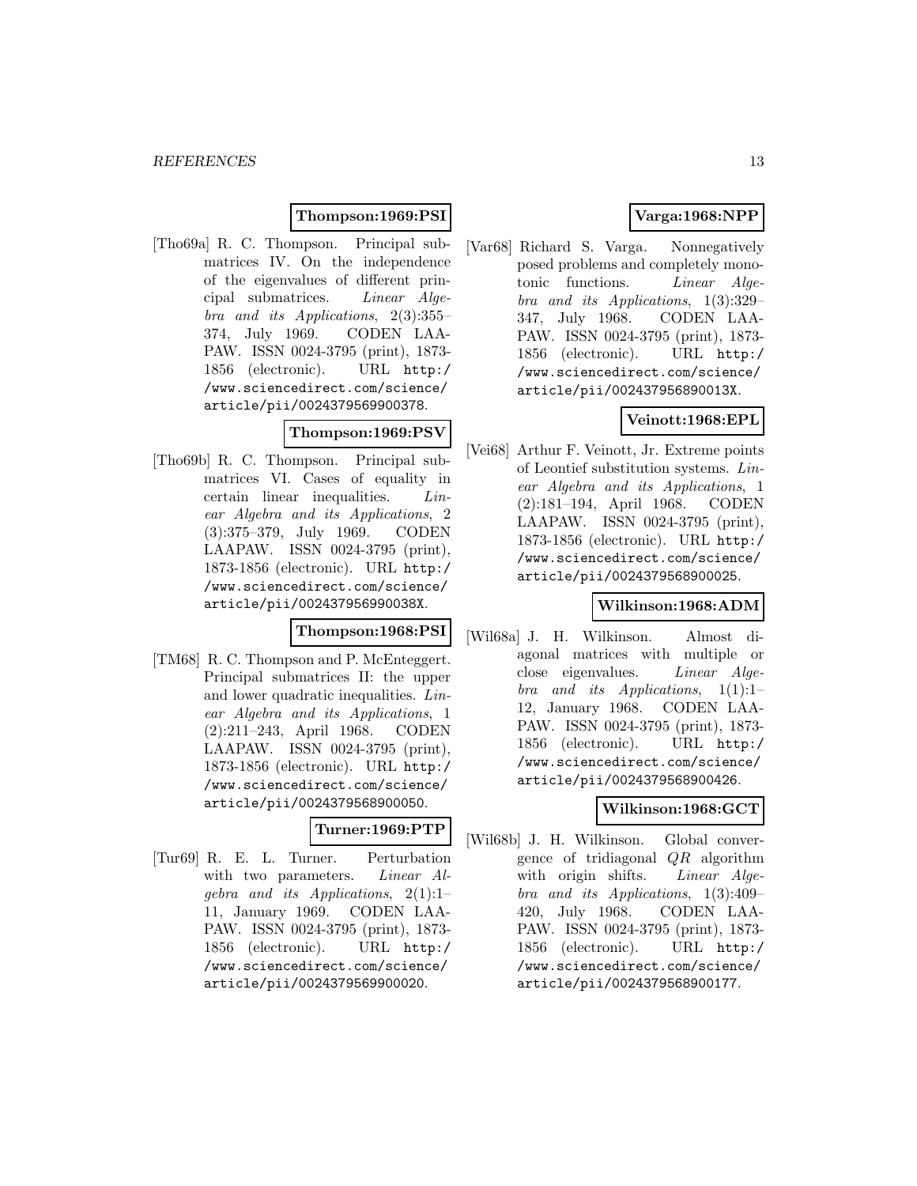**Thompson:1969:PSI**

[Tho69a] R. C. Thompson. Principal submatrices IV. On the independence of the eigenvalues of different principal submatrices. *Linear Algebra and its Applications*, 2(3):355–374, July 1969. CODEN LAAPAW. ISSN 0024-3795 (print), 1873-1856 (electronic). URL http://www.sciencedirect.com/science/article/pii/0024379569900378.

**Thompson:1969:PSV**

[Tho69b] R. C. Thompson. Principal submatrices VI. Cases of equality in certain linear inequalities. *Linear Algebra and its Applications*, 2 (3):375–379, July 1969. CODEN LAAPAW. ISSN 0024-3795 (print), 1873-1856 (electronic). URL http://www.sciencedirect.com/science/article/pii/002437956990038X.

**Thompson:1968:PSI**

[TM68] R. C. Thompson and P. McEnteggert. Principal submatrices II: the upper and lower quadratic inequalities. *Linear Algebra and its Applications*, 1 (2):211–243, April 1968. CODEN LAAPAW. ISSN 0024-3795 (print), 1873-1856 (electronic). URL http://www.sciencedirect.com/science/article/pii/0024379568900050.

**Turner:1969:PTP**

[Tur69] R. E. L. Turner. Perturbation with two parameters. *Linear Algebra and its Applications*, 2(1):1–11, January 1969. CODEN LAAPAW. ISSN 0024-3795 (print), 1873-1856 (electronic). URL http://www.sciencedirect.com/science/article/pii/0024379569900020.

**Varga:1968:NPP**

[Var68] Richard S. Varga. Nonnegatively posed problems and completely monotonic functions. *Linear Algebra and its Applications*, 1(3):329–347, July 1968. CODEN LAAPAW. ISSN 0024-3795 (print), 1873-1856 (electronic). URL http://www.sciencedirect.com/science/article/pii/002437956890013X.

**Veinott:1968:EPL**

[Vei68] Arthur F. Veinott, Jr. Extreme points of Leontief substitution systems. *Linear Algebra and its Applications*, 1 (2):181–194, April 1968. CODEN LAAPAW. ISSN 0024-3795 (print), 1873-1856 (electronic). URL http://www.sciencedirect.com/science/article/pii/0024379568900025.

**Wilkinson:1968:ADM**

[Wil68a] J. H. Wilkinson. Almost diagonal matrices with multiple or close eigenvalues. *Linear Algebra and its Applications*, 1(1):1–12, January 1968. CODEN LAAPAW. ISSN 0024-3795 (print), 1873-1856 (electronic). URL http://www.sciencedirect.com/science/article/pii/0024379568900426.

**Wilkinson:1968:GCT**

[Wil68b] J. H. Wilkinson. Global convergence of tridiagonal $QR$ algorithm with origin shifts. *Linear Algebra and its Applications*, 1(3):409–420, July 1968. CODEN LAAPAW. ISSN 0024-3795 (print), 1873-1856 (electronic). URL http://www.sciencedirect.com/science/article/pii/0024379568900177.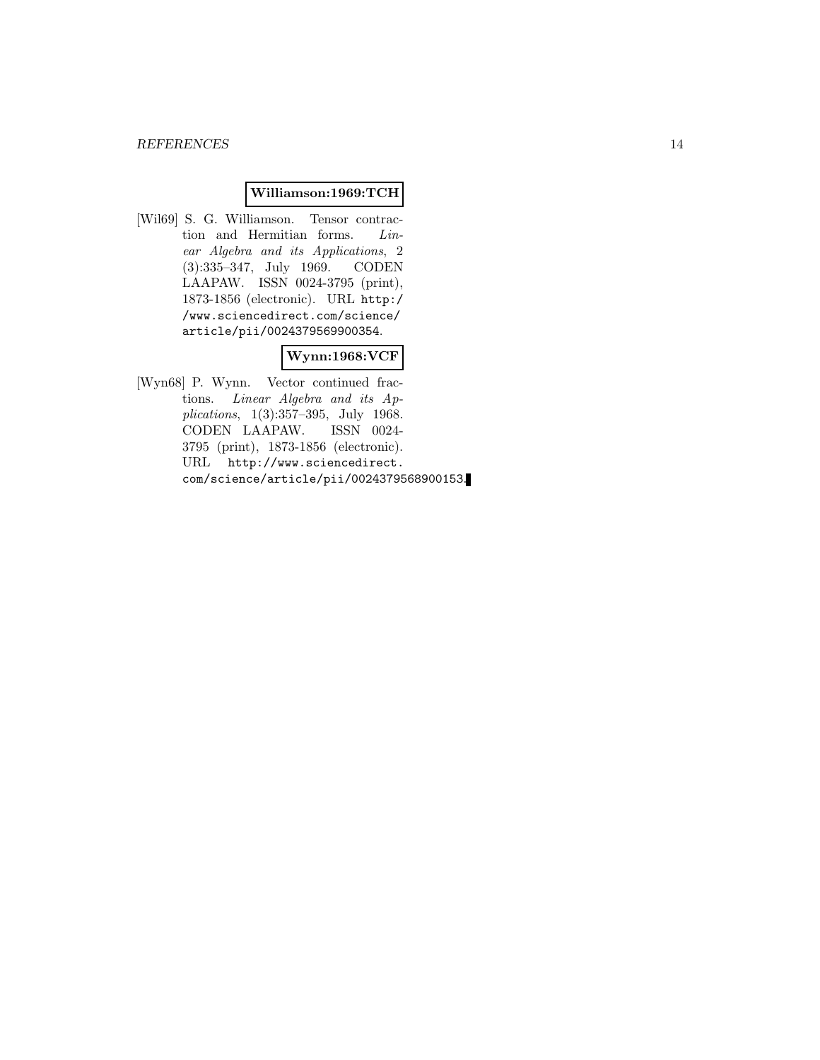**Williamson:1969:TCH**

[Wil69] S. G. Williamson. Tensor contraction and Hermitian forms. *Linear Algebra and its Applications*, 2 (3):335–347, July 1969. CODEN LAAPAW. ISSN 0024-3795 (print), 1873-1856 (electronic). URL `http://www.sciencedirect.com/science/article/pii/0024379569900354`.

**Wynn:1968:VCF**

[Wyn68] P. Wynn. Vector continued fractions. *Linear Algebra and its Applications*, 1(3):357–395, July 1968. CODEN LAAPAW. ISSN 0024-3795 (print), 1873-1856 (electronic). URL `http://www.sciencedirect.com/science/article/pii/0024379568900153`.